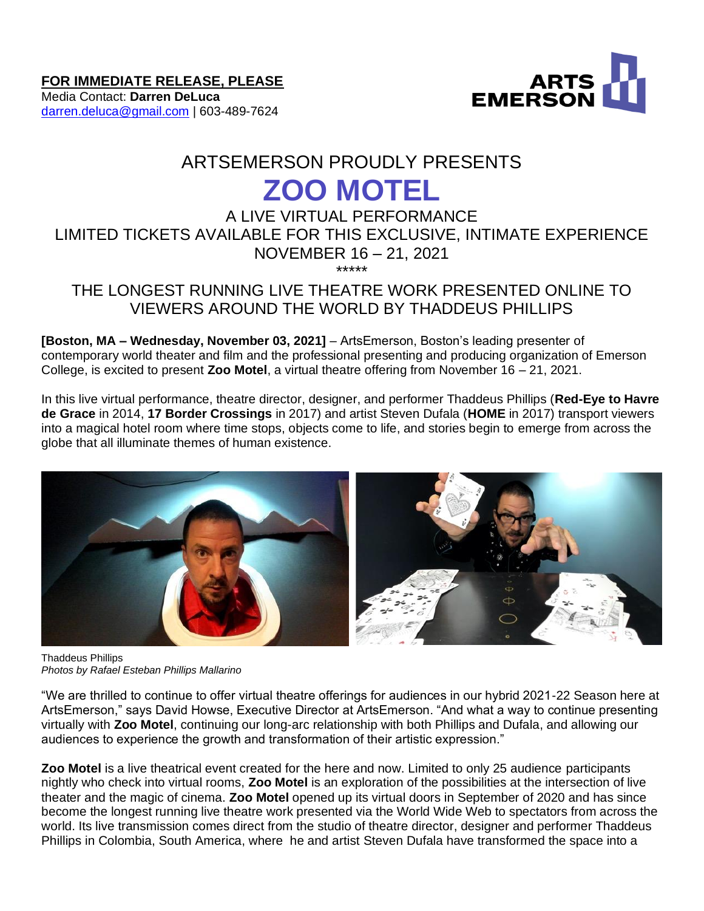**FOR IMMEDIATE RELEASE, PLEASE**
Media Contact: **Darren DeLuca**
darren.deluca@gmail.com | 603-489-7624

ARTS EMERSON

ARTSEMERSON PROUDLY PRESENTS

# ZOO MOTEL

A LIVE VIRTUAL PERFORMANCE
LIMITED TICKETS AVAILABLE FOR THIS EXCLUSIVE, INTIMATE EXPERIENCE
NOVEMBER 16 – 21, 2021

*****

THE LONGEST RUNNING LIVE THEATRE WORK PRESENTED ONLINE TO VIEWERS AROUND THE WORLD BY THADDEUS PHILLIPS

**[Boston, MA – Wednesday, November 03, 2021]** – ArtsEmerson, Boston's leading presenter of contemporary world theater and film and the professional presenting and producing organization of Emerson College, is excited to present **Zoo Motel**, a virtual theatre offering from November 16 – 21, 2021.

In this live virtual performance, theatre director, designer, and performer Thaddeus Phillips (**Red-Eye to Havre de Grace** in 2014, **17 Border Crossings** in 2017) and artist Steven Dufala (**HOME** in 2017) transport viewers into a magical hotel room where time stops, objects come to life, and stories begin to emerge from across the globe that all illuminate themes of human existence.

Thaddeus Phillips
*Photos by Rafael Esteban Phillips Mallarino*

"We are thrilled to continue to offer virtual theatre offerings for audiences in our hybrid 2021-22 Season here at ArtsEmerson," says David Howse, Executive Director at ArtsEmerson. "And what a way to continue presenting virtually with **Zoo Motel**, continuing our long-arc relationship with both Phillips and Dufala, and allowing our audiences to experience the growth and transformation of their artistic expression."

**Zoo Motel** is a live theatrical event created for the here and now. Limited to only 25 audience participants nightly who check into virtual rooms, **Zoo Motel** is an exploration of the possibilities at the intersection of live theater and the magic of cinema. **Zoo Motel** opened up its virtual doors in September of 2020 and has since become the longest running live theatre work presented via the World Wide Web to spectators from across the world. Its live transmission comes direct from the studio of theatre director, designer and performer Thaddeus Phillips in Colombia, South America, where he and artist Steven Dufala have transformed the space into a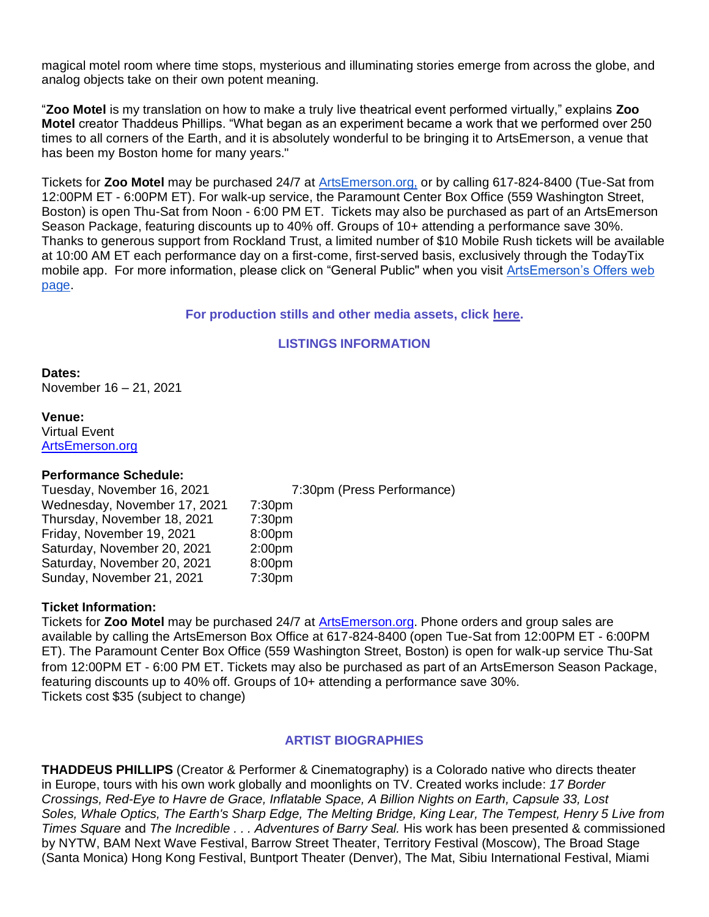magical motel room where time stops, mysterious and illuminating stories emerge from across the globe, and analog objects take on their own potent meaning.

"**Zoo Motel** is my translation on how to make a truly live theatrical event performed virtually," explains **Zoo Motel** creator Thaddeus Phillips. "What began as an experiment became a work that we performed over 250 times to all corners of the Earth, and it is absolutely wonderful to be bringing it to ArtsEmerson, a venue that has been my Boston home for many years."

Tickets for **Zoo Motel** may be purchased 24/7 at ArtsEmerson.org, or by calling 617-824-8400 (Tue-Sat from 12:00PM ET - 6:00PM ET). For walk-up service, the Paramount Center Box Office (559 Washington Street, Boston) is open Thu-Sat from Noon - 6:00 PM ET. Tickets may also be purchased as part of an ArtsEmerson Season Package, featuring discounts up to 40% off. Groups of 10+ attending a performance save 30%. Thanks to generous support from Rockland Trust, a limited number of $10 Mobile Rush tickets will be available at 10:00 AM ET each performance day on a first-come, first-served basis, exclusively through the TodayTix mobile app. For more information, please click on "General Public" when you visit ArtsEmerson's Offers web page.

**For production stills and other media assets, click here.**

## LISTINGS INFORMATION

**Dates:**
November 16 – 21, 2021

**Venue:**
Virtual Event
ArtsEmerson.org

**Performance Schedule:**

| | |
|---|---|
| Tuesday, November 16, 2021 | 7:30pm (Press Performance) |
| Wednesday, November 17, 2021 | 7:30pm |
| Thursday, November 18, 2021 | 7:30pm |
| Friday, November 19, 2021 | 8:00pm |
| Saturday, November 20, 2021 | 2:00pm |
| Saturday, November 20, 2021 | 8:00pm |
| Sunday, November 21, 2021 | 7:30pm |

**Ticket Information:**
Tickets for **Zoo Motel** may be purchased 24/7 at ArtsEmerson.org. Phone orders and group sales are available by calling the ArtsEmerson Box Office at 617-824-8400 (open Tue-Sat from 12:00PM ET - 6:00PM ET). The Paramount Center Box Office (559 Washington Street, Boston) is open for walk-up service Thu-Sat from 12:00PM ET - 6:00 PM ET. Tickets may also be purchased as part of an ArtsEmerson Season Package, featuring discounts up to 40% off. Groups of 10+ attending a performance save 30%.
Tickets cost $35 (subject to change)

## ARTIST BIOGRAPHIES

**THADDEUS PHILLIPS** (Creator & Performer & Cinematography) is a Colorado native who directs theater in Europe, tours with his own work globally and moonlights on TV. Created works include: *17 Border Crossings, Red-Eye to Havre de Grace, Inflatable Space, A Billion Nights on Earth, Capsule 33, Lost Soles, Whale Optics, The Earth's Sharp Edge, The Melting Bridge, King Lear, The Tempest, Henry 5 Live from Times Square* and *The Incredible . . . Adventures of Barry Seal.* His work has been presented & commissioned by NYTW, BAM Next Wave Festival, Barrow Street Theater, Territory Festival (Moscow), The Broad Stage (Santa Monica) Hong Kong Festival, Buntport Theater (Denver), The Mat, Sibiu International Festival, Miami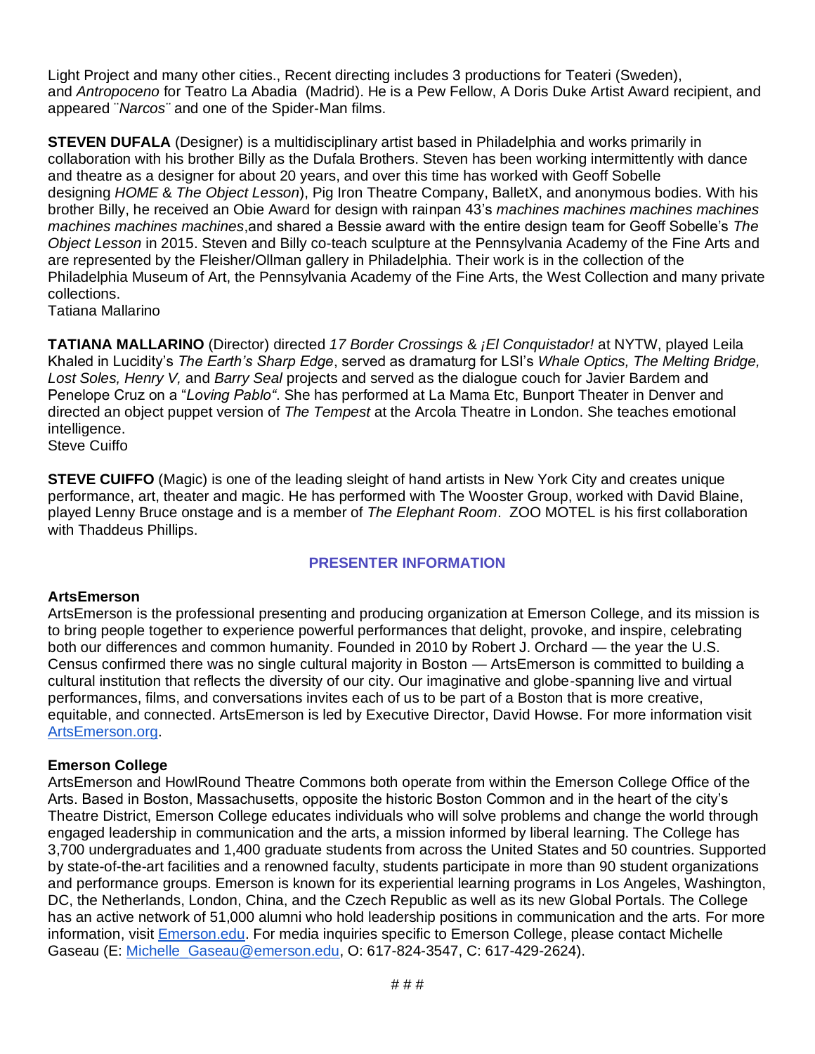Light Project and many other cities., Recent directing includes 3 productions for Teateri (Sweden), and *Antropoceno* for Teatro La Abadia (Madrid). He is a Pew Fellow, A Doris Duke Artist Award recipient, and appeared ¨*Narcos*¨ and one of the Spider-Man films.

**STEVEN DUFALA** (Designer) is a multidisciplinary artist based in Philadelphia and works primarily in collaboration with his brother Billy as the Dufala Brothers. Steven has been working intermittently with dance and theatre as a designer for about 20 years, and over this time has worked with Geoff Sobelle designing *HOME* & *The Object Lesson*), Pig Iron Theatre Company, BalletX, and anonymous bodies. With his brother Billy, he received an Obie Award for design with rainpan 43's *machines machines machines machines machines machines machines*,and shared a Bessie award with the entire design team for Geoff Sobelle's *The Object Lesson* in 2015. Steven and Billy co-teach sculpture at the Pennsylvania Academy of the Fine Arts and are represented by the Fleisher/Ollman gallery in Philadelphia. Their work is in the collection of the Philadelphia Museum of Art, the Pennsylvania Academy of the Fine Arts, the West Collection and many private collections.
Tatiana Mallarino

**TATIANA MALLARINO** (Director) directed *17 Border Crossings* & *¡El Conquistador!* at NYTW, played Leila Khaled in Lucidity's *The Earth's Sharp Edge*, served as dramaturg for LSI's *Whale Optics, The Melting Bridge, Lost Soles, Henry V,* and *Barry Seal* projects and served as the dialogue couch for Javier Bardem and Penelope Cruz on a "*Loving Pablo"*. She has performed at La Mama Etc, Bunport Theater in Denver and directed an object puppet version of *The Tempest* at the Arcola Theatre in London. She teaches emotional intelligence.
Steve Cuiffo

**STEVE CUIFFO** (Magic) is one of the leading sleight of hand artists in New York City and creates unique performance, art, theater and magic. He has performed with The Wooster Group, worked with David Blaine, played Lenny Bruce onstage and is a member of *The Elephant Room*. ZOO MOTEL is his first collaboration with Thaddeus Phillips.

## PRESENTER INFORMATION

**ArtsEmerson**
ArtsEmerson is the professional presenting and producing organization at Emerson College, and its mission is to bring people together to experience powerful performances that delight, provoke, and inspire, celebrating both our differences and common humanity. Founded in 2010 by Robert J. Orchard — the year the U.S. Census confirmed there was no single cultural majority in Boston — ArtsEmerson is committed to building a cultural institution that reflects the diversity of our city. Our imaginative and globe-spanning live and virtual performances, films, and conversations invites each of us to be part of a Boston that is more creative, equitable, and connected. ArtsEmerson is led by Executive Director, David Howse. For more information visit ArtsEmerson.org.

**Emerson College**
ArtsEmerson and HowlRound Theatre Commons both operate from within the Emerson College Office of the Arts. Based in Boston, Massachusetts, opposite the historic Boston Common and in the heart of the city's Theatre District, Emerson College educates individuals who will solve problems and change the world through engaged leadership in communication and the arts, a mission informed by liberal learning. The College has 3,700 undergraduates and 1,400 graduate students from across the United States and 50 countries. Supported by state-of-the-art facilities and a renowned faculty, students participate in more than 90 student organizations and performance groups. Emerson is known for its experiential learning programs in Los Angeles, Washington, DC, the Netherlands, London, China, and the Czech Republic as well as its new Global Portals. The College has an active network of 51,000 alumni who hold leadership positions in communication and the arts. For more information, visit Emerson.edu. For media inquiries specific to Emerson College, please contact Michelle Gaseau (E: Michelle_Gaseau@emerson.edu, O: 617-824-3547, C: 617-429-2624).

# # #